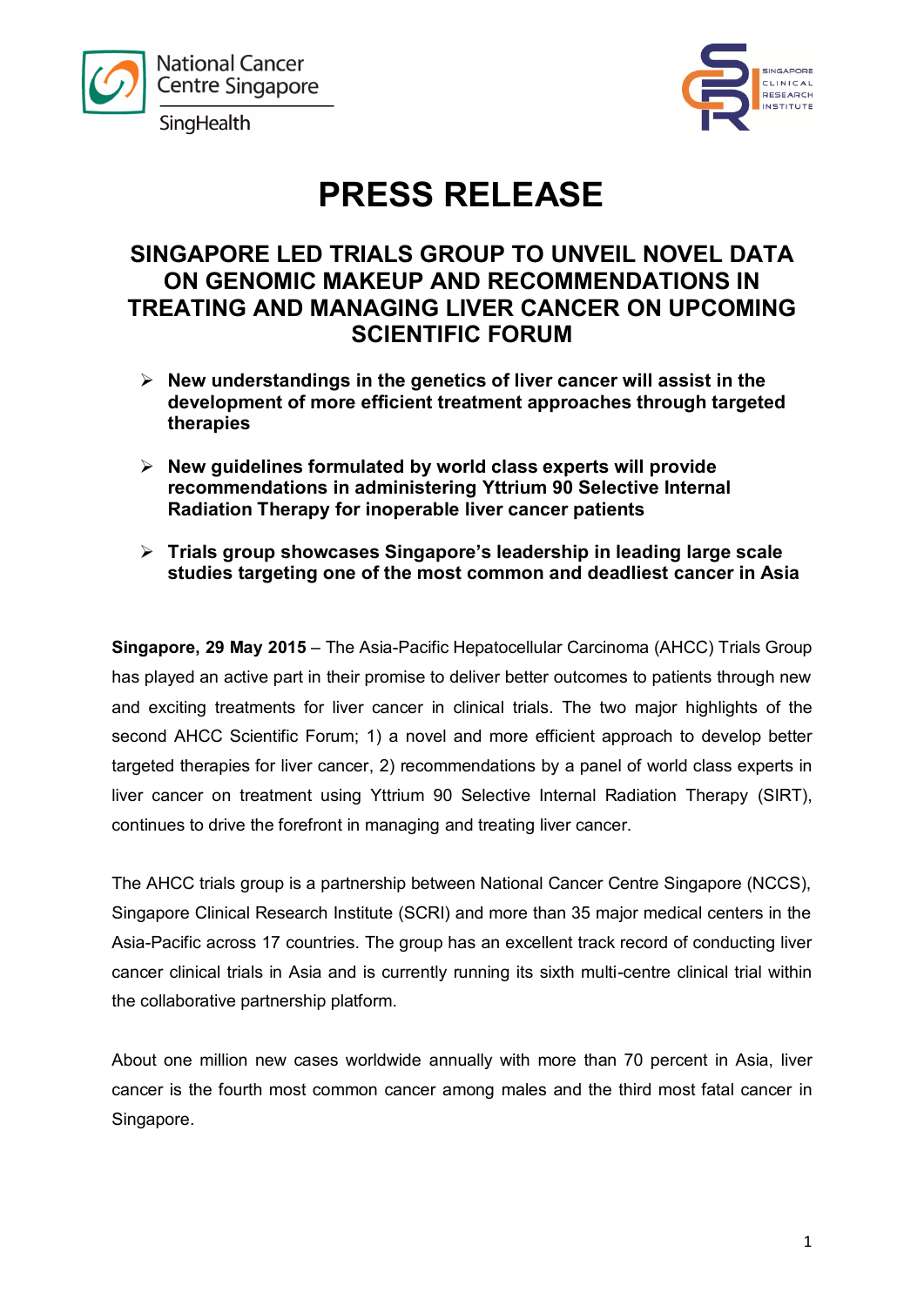# PRESS RELEASE

## SINGAPORE LED TRIALS GROUP TO UNVEIL NOVEL DATA ON GENOMIC MAKEUP AND RECOMMENDATIONS IN TREATING AND MANAGING LIVER CANCER ON UPCOMING SCIENTIFIC FORUM

- **New understandings in the genetics of liver cancer will assist in the development of more efficient treatment approaches through targeted therapies**
- **New guidelines formulated by world class experts will provide recommendations in administering Yttrium 90 Selective Internal Radiation Therapy for inoperable liver cancer patients**
- **Trials group showcases Singapore's leadership in leading large scale studies targeting one of the most common and deadliest cancer in Asia**

**Singapore, 29 May 2015** – The Asia-Pacific Hepatocellular Carcinoma (AHCC) Trials Group has played an active part in their promise to deliver better outcomes to patients through new and exciting treatments for liver cancer in clinical trials. The two major highlights of the second AHCC Scientific Forum; 1) a novel and more efficient approach to develop better targeted therapies for liver cancer, 2) recommendations by a panel of world class experts in liver cancer on treatment using Yttrium 90 Selective Internal Radiation Therapy (SIRT), continues to drive the forefront in managing and treating liver cancer.

The AHCC trials group is a partnership between National Cancer Centre Singapore (NCCS), Singapore Clinical Research Institute (SCRI) and more than 35 major medical centers in the Asia-Pacific across 17 countries. The group has an excellent track record of conducting liver cancer clinical trials in Asia and is currently running its sixth multi-centre clinical trial within the collaborative partnership platform.

About one million new cases worldwide annually with more than 70 percent in Asia, liver cancer is the fourth most common cancer among males and the third most fatal cancer in Singapore.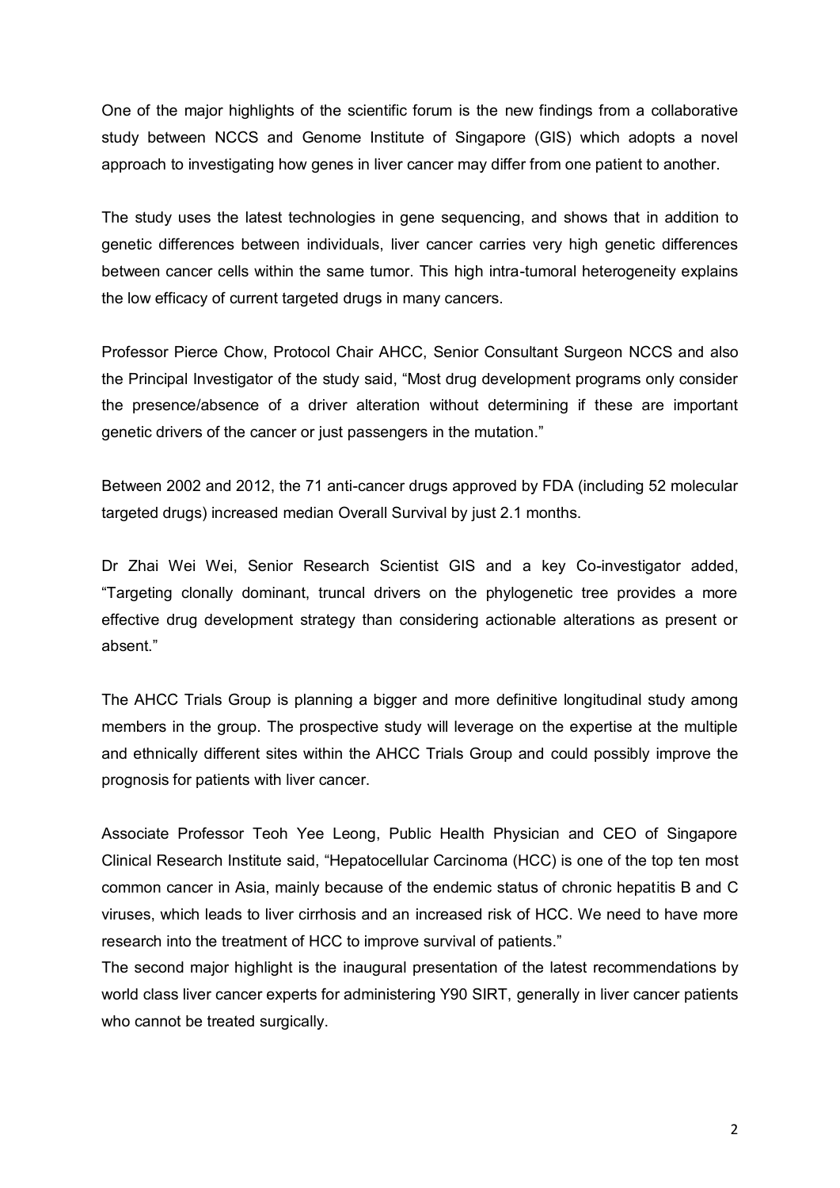One of the major highlights of the scientific forum is the new findings from a collaborative study between NCCS and Genome Institute of Singapore (GIS) which adopts a novel approach to investigating how genes in liver cancer may differ from one patient to another.

The study uses the latest technologies in gene sequencing, and shows that in addition to genetic differences between individuals, liver cancer carries very high genetic differences between cancer cells within the same tumor. This high intra-tumoral heterogeneity explains the low efficacy of current targeted drugs in many cancers.

Professor Pierce Chow, Protocol Chair AHCC, Senior Consultant Surgeon NCCS and also the Principal Investigator of the study said, "Most drug development programs only consider the presence/absence of a driver alteration without determining if these are important genetic drivers of the cancer or just passengers in the mutation."

Between 2002 and 2012, the 71 anti-cancer drugs approved by FDA (including 52 molecular targeted drugs) increased median Overall Survival by just 2.1 months.

Dr Zhai Wei Wei, Senior Research Scientist GIS and a key Co-investigator added, "Targeting clonally dominant, truncal drivers on the phylogenetic tree provides a more effective drug development strategy than considering actionable alterations as present or absent."

The AHCC Trials Group is planning a bigger and more definitive longitudinal study among members in the group. The prospective study will leverage on the expertise at the multiple and ethnically different sites within the AHCC Trials Group and could possibly improve the prognosis for patients with liver cancer.

Associate Professor Teoh Yee Leong, Public Health Physician and CEO of Singapore Clinical Research Institute said, "Hepatocellular Carcinoma (HCC) is one of the top ten most common cancer in Asia, mainly because of the endemic status of chronic hepatitis B and C viruses, which leads to liver cirrhosis and an increased risk of HCC. We need to have more research into the treatment of HCC to improve survival of patients."

The second major highlight is the inaugural presentation of the latest recommendations by world class liver cancer experts for administering Y90 SIRT, generally in liver cancer patients who cannot be treated surgically.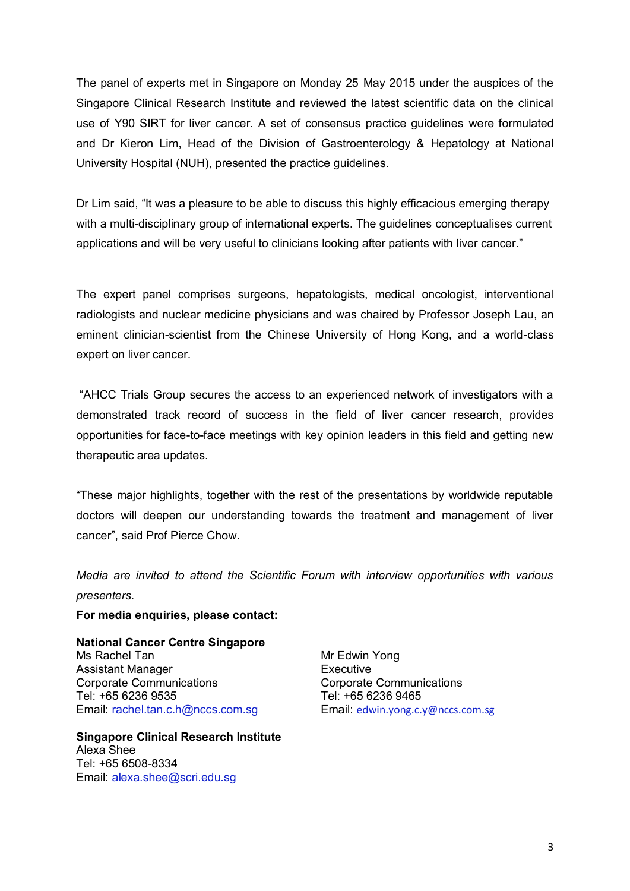The panel of experts met in Singapore on Monday 25 May 2015 under the auspices of the Singapore Clinical Research Institute and reviewed the latest scientific data on the clinical use of Y90 SIRT for liver cancer. A set of consensus practice guidelines were formulated and Dr Kieron Lim, Head of the Division of Gastroenterology & Hepatology at National University Hospital (NUH), presented the practice guidelines.

Dr Lim said, "It was a pleasure to be able to discuss this highly efficacious emerging therapy with a multi-disciplinary group of international experts. The guidelines conceptualises current applications and will be very useful to clinicians looking after patients with liver cancer."

The expert panel comprises surgeons, hepatologists, medical oncologist, interventional radiologists and nuclear medicine physicians and was chaired by Professor Joseph Lau, an eminent clinician-scientist from the Chinese University of Hong Kong, and a world-class expert on liver cancer.

"AHCC Trials Group secures the access to an experienced network of investigators with a demonstrated track record of success in the field of liver cancer research, provides opportunities for face-to-face meetings with key opinion leaders in this field and getting new therapeutic area updates.

"These major highlights, together with the rest of the presentations by worldwide reputable doctors will deepen our understanding towards the treatment and management of liver cancer", said Prof Pierce Chow.

*Media are invited to attend the Scientific Forum with interview opportunities with various presenters.*

**For media enquiries, please contact:**

**National Cancer Centre Singapore**
Ms Rachel Tan
Assistant Manager
Corporate Communications
Tel: +65 6236 9535
Email: rachel.tan.c.h@nccs.com.sg

Mr Edwin Yong
Executive
Corporate Communications
Tel: +65 6236 9465
Email: edwin.yong.c.y@nccs.com.sg

**Singapore Clinical Research Institute**
Alexa Shee
Tel: +65 6508-8334
Email: alexa.shee@scri.edu.sg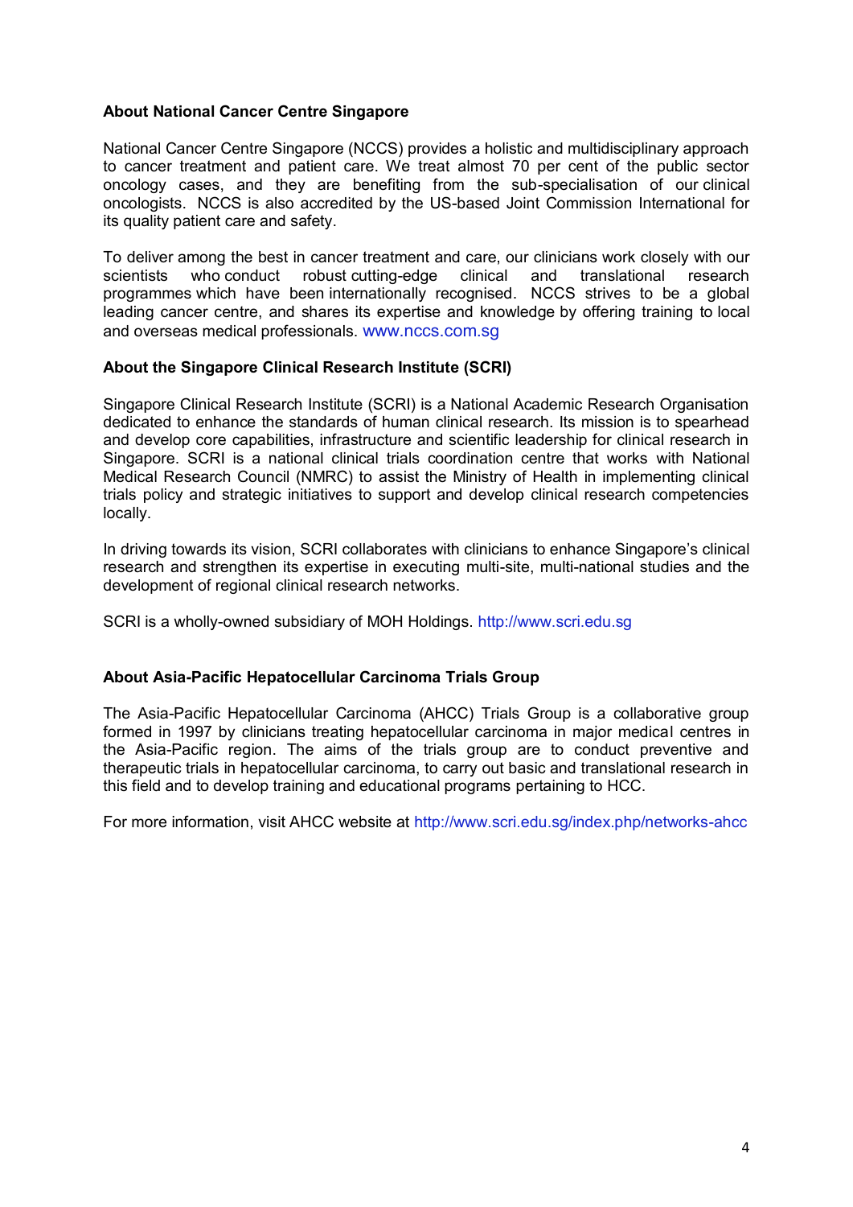**About National Cancer Centre Singapore**

National Cancer Centre Singapore (NCCS) provides a holistic and multidisciplinary approach to cancer treatment and patient care. We treat almost 70 per cent of the public sector oncology cases, and they are benefiting from the sub-specialisation of our clinical oncologists. NCCS is also accredited by the US-based Joint Commission International for its quality patient care and safety.

To deliver among the best in cancer treatment and care, our clinicians work closely with our scientists who conduct robust cutting-edge clinical and translational research programmes which have been internationally recognised. NCCS strives to be a global leading cancer centre, and shares its expertise and knowledge by offering training to local and overseas medical professionals. www.nccs.com.sg

**About the Singapore Clinical Research Institute (SCRI)**

Singapore Clinical Research Institute (SCRI) is a National Academic Research Organisation dedicated to enhance the standards of human clinical research. Its mission is to spearhead and develop core capabilities, infrastructure and scientific leadership for clinical research in Singapore. SCRI is a national clinical trials coordination centre that works with National Medical Research Council (NMRC) to assist the Ministry of Health in implementing clinical trials policy and strategic initiatives to support and develop clinical research competencies locally.

In driving towards its vision, SCRI collaborates with clinicians to enhance Singapore's clinical research and strengthen its expertise in executing multi-site, multi-national studies and the development of regional clinical research networks.

SCRI is a wholly-owned subsidiary of MOH Holdings. http://www.scri.edu.sg

**About Asia-Pacific Hepatocellular Carcinoma Trials Group**

The Asia-Pacific Hepatocellular Carcinoma (AHCC) Trials Group is a collaborative group formed in 1997 by clinicians treating hepatocellular carcinoma in major medical centres in the Asia-Pacific region. The aims of the trials group are to conduct preventive and therapeutic trials in hepatocellular carcinoma, to carry out basic and translational research in this field and to develop training and educational programs pertaining to HCC.

For more information, visit AHCC website at http://www.scri.edu.sg/index.php/networks-ahcc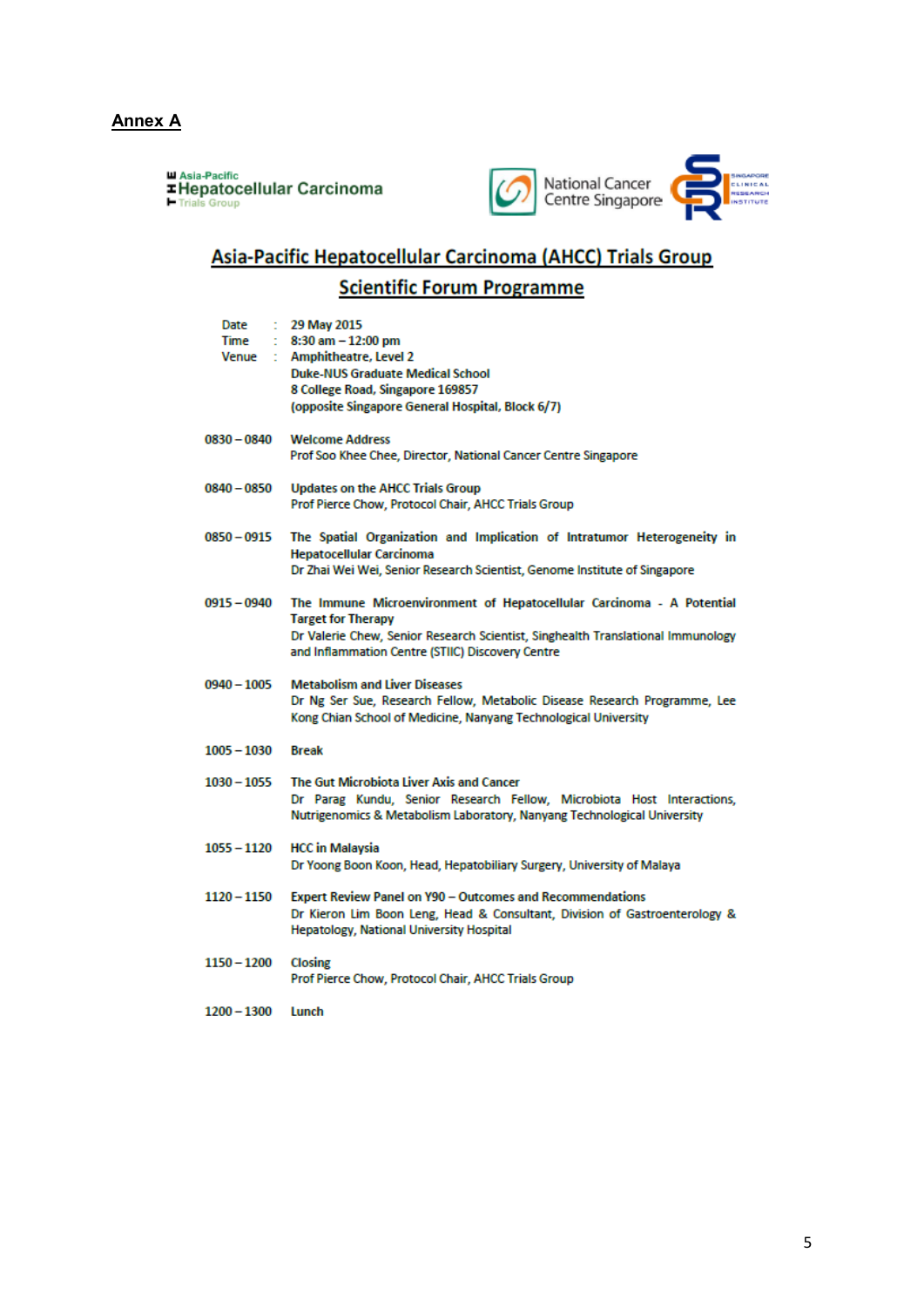**Annex A**

Asia-Pacific Hepatocellular Carcinoma Trials Group

National Cancer Centre Singapore

Singapore Clinical Research Institute

## Asia-Pacific Hepatocellular Carcinoma (AHCC) Trials Group

## Scientific Forum Programme

| | | |
|---|---|---|
| Date | : | 29 May 2015 |
| Time | : | 8:30 am – 12:00 pm |
| Venue | : | Amphitheatre, Level 2<br>Duke-NUS Graduate Medical School<br>8 College Road, Singapore 169857<br>(opposite Singapore General Hospital, Block 6/7) |

| | |
|---|---|
| 0830 – 0840 | **Welcome Address**<br>Prof Soo Khee Chee, Director, National Cancer Centre Singapore |
| 0840 – 0850 | **Updates on the AHCC Trials Group**<br>Prof Pierce Chow, Protocol Chair, AHCC Trials Group |
| 0850 – 0915 | **The Spatial Organization and Implication of Intratumor Heterogeneity in Hepatocellular Carcinoma**<br>Dr Zhai Wei Wei, Senior Research Scientist, Genome Institute of Singapore |
| 0915 – 0940 | **The Immune Microenvironment of Hepatocellular Carcinoma - A Potential Target for Therapy**<br>Dr Valerie Chew, Senior Research Scientist, Singhealth Translational Immunology and Inflammation Centre (STIIC) Discovery Centre |
| 0940 – 1005 | **Metabolism and Liver Diseases**<br>Dr Ng Ser Sue, Research Fellow, Metabolic Disease Research Programme, Lee Kong Chian School of Medicine, Nanyang Technological University |
| 1005 – 1030 | **Break** |
| 1030 – 1055 | **The Gut Microbiota Liver Axis and Cancer**<br>Dr Parag Kundu, Senior Research Fellow, Microbiota Host Interactions, Nutrigenomics & Metabolism Laboratory, Nanyang Technological University |
| 1055 – 1120 | **HCC in Malaysia**<br>Dr Yoong Boon Koon, Head, Hepatobiliary Surgery, University of Malaya |
| 1120 – 1150 | **Expert Review Panel on Y90 – Outcomes and Recommendations**<br>Dr Kieron Lim Boon Leng, Head & Consultant, Division of Gastroenterology & Hepatology, National University Hospital |
| 1150 – 1200 | **Closing**<br>Prof Pierce Chow, Protocol Chair, AHCC Trials Group |
| 1200 – 1300 | **Lunch** |